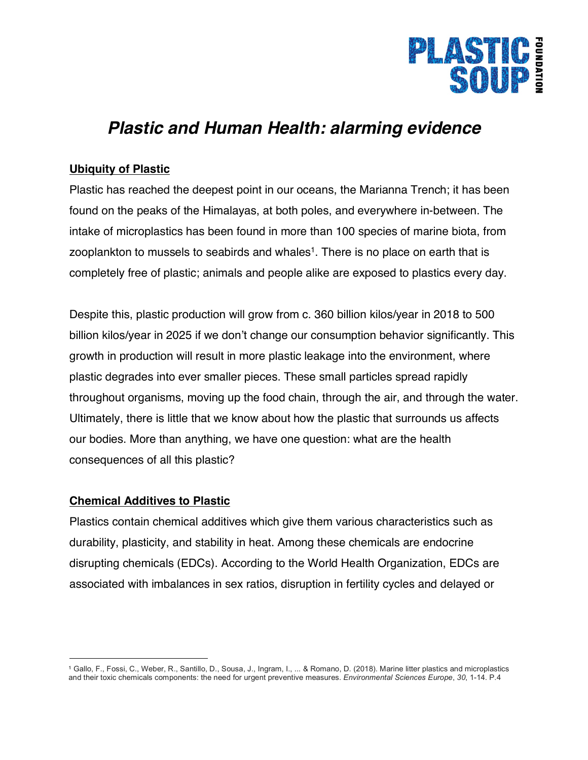# *Plastic and Human Health: alarming evidence*

## Ubiquity of Plastic

Plastic has reached the deepest point in our oceans, the Marianna Trench; it has been found on the peaks of the Himalayas, at both poles, and everywhere in-between. The intake of microplastics has been found in more than 100 species of marine biota, from zooplankton to mussels to seabirds and whales[1]. There is no place on earth that is completely free of plastic; animals and people alike are exposed to plastics every day.

Despite this, plastic production will grow from c. 360 billion kilos/year in 2018 to 500 billion kilos/year in 2025 if we don't change our consumption behavior significantly. This growth in production will result in more plastic leakage into the environment, where plastic degrades into ever smaller pieces. These small particles spread rapidly throughout organisms, moving up the food chain, through the air, and through the water. Ultimately, there is little that we know about how the plastic that surrounds us affects our bodies. More than anything, we have one question: what are the health consequences of all this plastic?

## Chemical Additives to Plastic

Plastics contain chemical additives which give them various characteristics such as durability, plasticity, and stability in heat. Among these chemicals are endocrine disrupting chemicals (EDCs). According to the World Health Organization, EDCs are associated with imbalances in sex ratios, disruption in fertility cycles and delayed or

---

[1] Gallo, F., Fossi, C., Weber, R., Santillo, D., Sousa, J., Ingram, I., ... & Romano, D. (2018). Marine litter plastics and microplastics and their toxic chemicals components: the need for urgent preventive measures. *Environmental Sciences Europe*, *30*, 1-14. P.4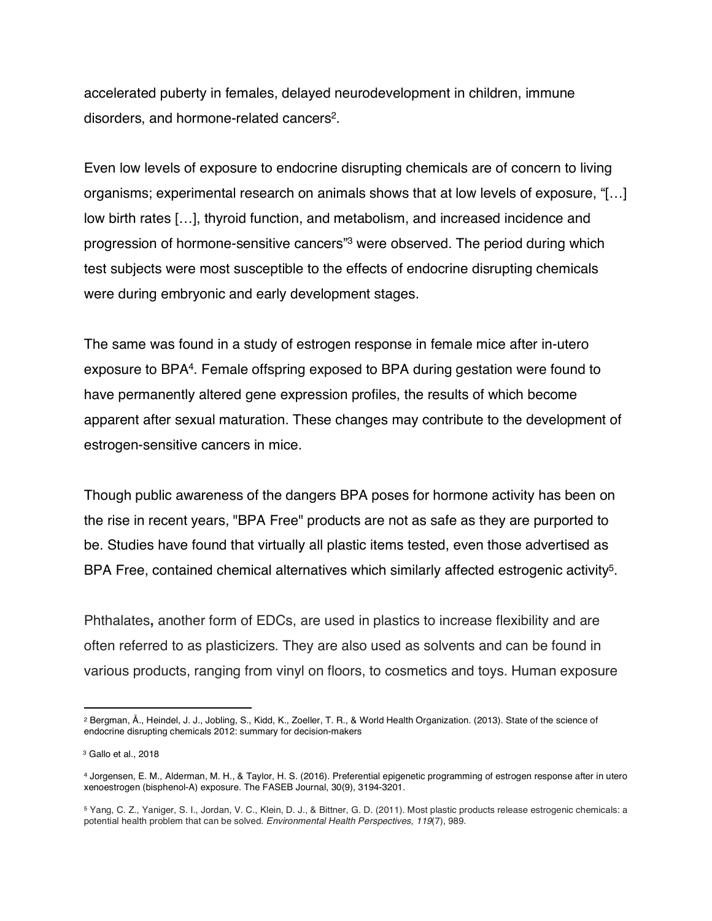accelerated puberty in females, delayed neurodevelopment in children, immune disorders, and hormone-related cancers[2].

Even low levels of exposure to endocrine disrupting chemicals are of concern to living organisms; experimental research on animals shows that at low levels of exposure, "[…] low birth rates […], thyroid function, and metabolism, and increased incidence and progression of hormone-sensitive cancers"[3] were observed. The period during which test subjects were most susceptible to the effects of endocrine disrupting chemicals were during embryonic and early development stages.

The same was found in a study of estrogen response in female mice after in-utero exposure to BPA[4]. Female offspring exposed to BPA during gestation were found to have permanently altered gene expression profiles, the results of which become apparent after sexual maturation. These changes may contribute to the development of estrogen-sensitive cancers in mice.

Though public awareness of the dangers BPA poses for hormone activity has been on the rise in recent years, "BPA Free" products are not as safe as they are purported to be. Studies have found that virtually all plastic items tested, even those advertised as BPA Free, contained chemical alternatives which similarly affected estrogenic activity[5].

Phthalates**,** another form of EDCs, are used in plastics to increase flexibility and are often referred to as plasticizers. They are also used as solvents and can be found in various products, ranging from vinyl on floors, to cosmetics and toys. Human exposure

---

[2] Bergman, Å., Heindel, J. J., Jobling, S., Kidd, K., Zoeller, T. R., & World Health Organization. (2013). State of the science of endocrine disrupting chemicals 2012: summary for decision-makers

[3] Gallo et al., 2018

[4] Jorgensen, E. M., Alderman, M. H., & Taylor, H. S. (2016). Preferential epigenetic programming of estrogen response after in utero xenoestrogen (bisphenol-A) exposure. The FASEB Journal, 30(9), 3194-3201.

[5] Yang, C. Z., Yaniger, S. I., Jordan, V. C., Klein, D. J., & Bittner, G. D. (2011). Most plastic products release estrogenic chemicals: a potential health problem that can be solved. *Environmental Health Perspectives*, *119*(7), 989.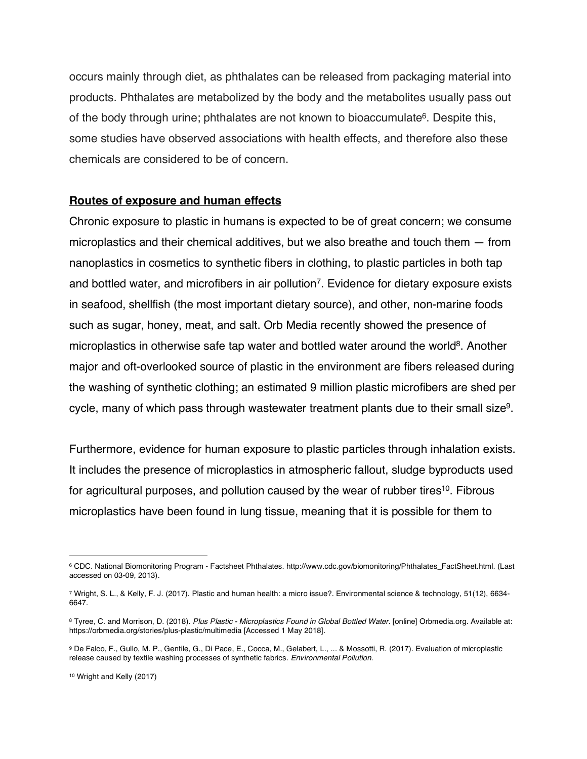occurs mainly through diet, as phthalates can be released from packaging material into products. Phthalates are metabolized by the body and the metabolites usually pass out of the body through urine; phthalates are not known to bioaccumulate[6]. Despite this, some studies have observed associations with health effects, and therefore also these chemicals are considered to be of concern.

**Routes of exposure and human effects**

Chronic exposure to plastic in humans is expected to be of great concern; we consume microplastics and their chemical additives, but we also breathe and touch them — from nanoplastics in cosmetics to synthetic fibers in clothing, to plastic particles in both tap and bottled water, and microfibers in air pollution[7]. Evidence for dietary exposure exists in seafood, shellfish (the most important dietary source), and other, non-marine foods such as sugar, honey, meat, and salt. Orb Media recently showed the presence of microplastics in otherwise safe tap water and bottled water around the world[8]. Another major and oft-overlooked source of plastic in the environment are fibers released during the washing of synthetic clothing; an estimated 9 million plastic microfibers are shed per cycle, many of which pass through wastewater treatment plants due to their small size[9].

Furthermore, evidence for human exposure to plastic particles through inhalation exists. It includes the presence of microplastics in atmospheric fallout, sludge byproducts used for agricultural purposes, and pollution caused by the wear of rubber tires[10]. Fibrous microplastics have been found in lung tissue, meaning that it is possible for them to

---

[6] CDC. National Biomonitoring Program - Factsheet Phthalates. http://www.cdc.gov/biomonitoring/Phthalates_FactSheet.html. (Last accessed on 03-09, 2013).

[7] Wright, S. L., & Kelly, F. J. (2017). Plastic and human health: a micro issue?. Environmental science & technology, 51(12), 6634-6647.

[8] Tyree, C. and Morrison, D. (2018). *Plus Plastic - Microplastics Found in Global Bottled Water*. [online] Orbmedia.org. Available at: https://orbmedia.org/stories/plus-plastic/multimedia [Accessed 1 May 2018].

[9] De Falco, F., Gullo, M. P., Gentile, G., Di Pace, E., Cocca, M., Gelabert, L., ... & Mossotti, R. (2017). Evaluation of microplastic release caused by textile washing processes of synthetic fabrics. *Environmental Pollution*.

[10] Wright and Kelly (2017)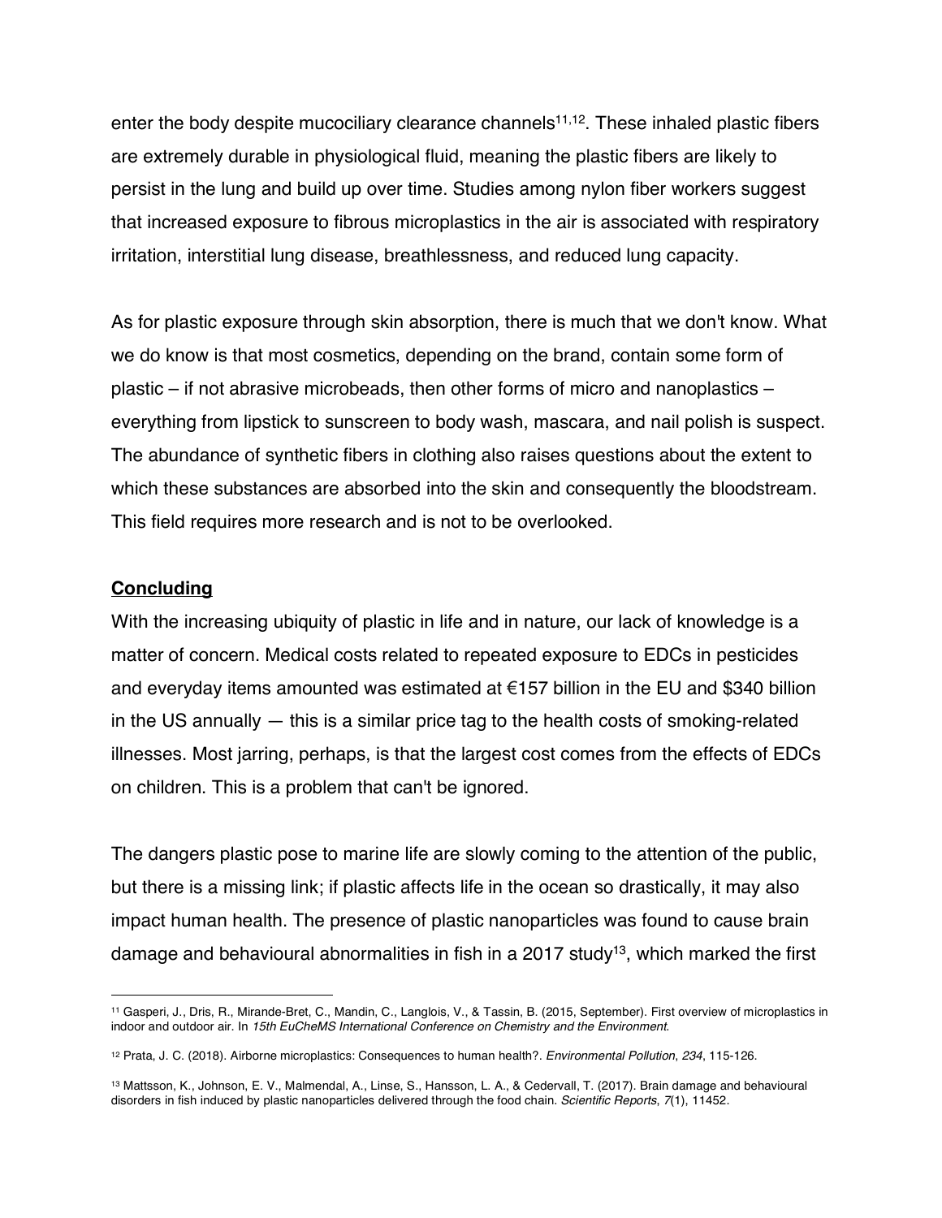enter the body despite mucociliary clearance channels[11,12]. These inhaled plastic fibers are extremely durable in physiological fluid, meaning the plastic fibers are likely to persist in the lung and build up over time. Studies among nylon fiber workers suggest that increased exposure to fibrous microplastics in the air is associated with respiratory irritation, interstitial lung disease, breathlessness, and reduced lung capacity.

As for plastic exposure through skin absorption, there is much that we don't know. What we do know is that most cosmetics, depending on the brand, contain some form of plastic – if not abrasive microbeads, then other forms of micro and nanoplastics – everything from lipstick to sunscreen to body wash, mascara, and nail polish is suspect. The abundance of synthetic fibers in clothing also raises questions about the extent to which these substances are absorbed into the skin and consequently the bloodstream. This field requires more research and is not to be overlooked.

## Concluding

With the increasing ubiquity of plastic in life and in nature, our lack of knowledge is a matter of concern. Medical costs related to repeated exposure to EDCs in pesticides and everyday items amounted was estimated at €157 billion in the EU and $340 billion in the US annually — this is a similar price tag to the health costs of smoking-related illnesses. Most jarring, perhaps, is that the largest cost comes from the effects of EDCs on children. This is a problem that can't be ignored.

The dangers plastic pose to marine life are slowly coming to the attention of the public, but there is a missing link; if plastic affects life in the ocean so drastically, it may also impact human health. The presence of plastic nanoparticles was found to cause brain damage and behavioural abnormalities in fish in a 2017 study[13], which marked the first

---

[11] Gasperi, J., Dris, R., Mirande-Bret, C., Mandin, C., Langlois, V., & Tassin, B. (2015, September). First overview of microplastics in indoor and outdoor air. In *15th EuCheMS International Conference on Chemistry and the Environment*.

[12] Prata, J. C. (2018). Airborne microplastics: Consequences to human health?. *Environmental Pollution*, *234*, 115-126.

[13] Mattsson, K., Johnson, E. V., Malmendal, A., Linse, S., Hansson, L. A., & Cedervall, T. (2017). Brain damage and behavioural disorders in fish induced by plastic nanoparticles delivered through the food chain. *Scientific Reports*, *7*(1), 11452.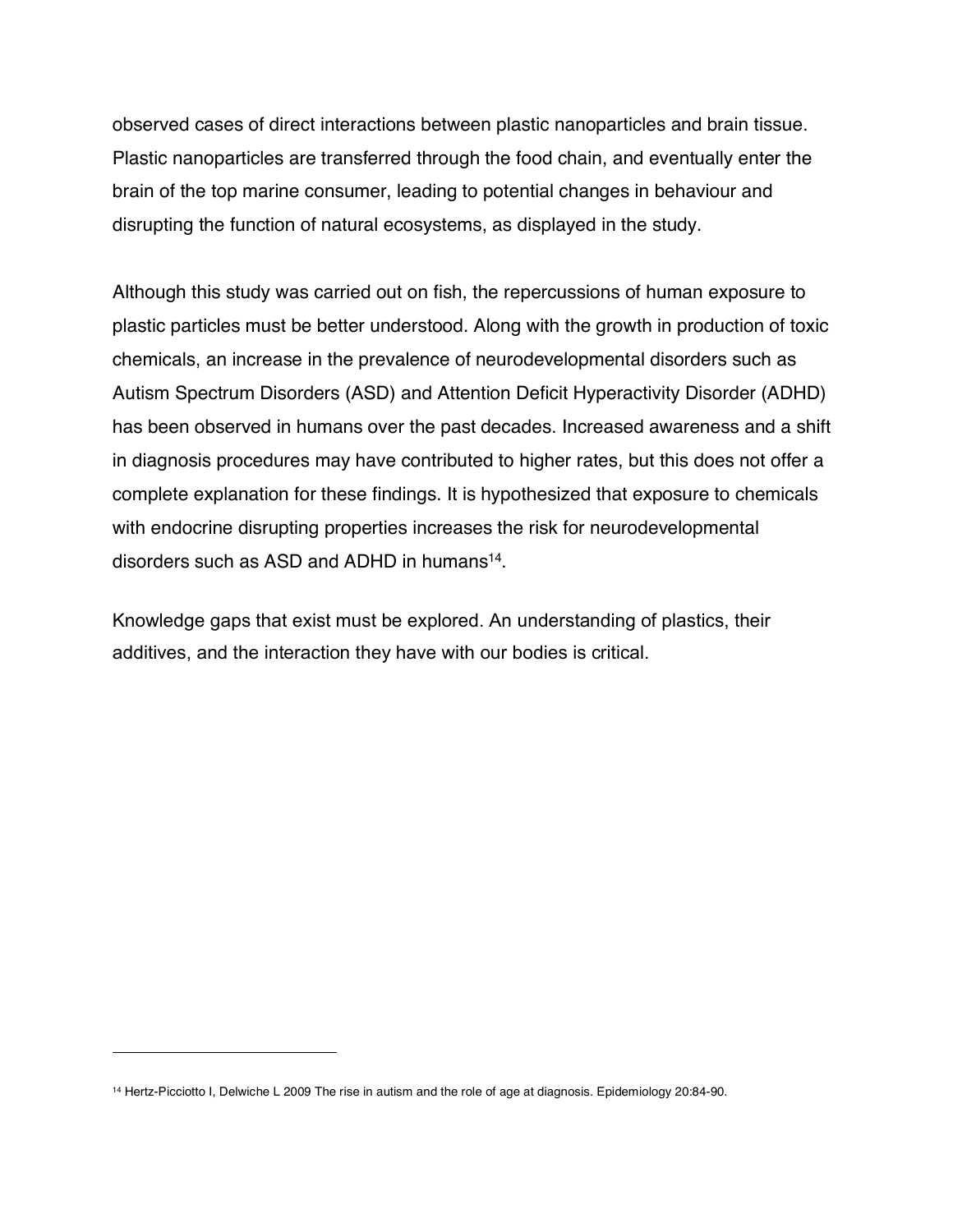observed cases of direct interactions between plastic nanoparticles and brain tissue. Plastic nanoparticles are transferred through the food chain, and eventually enter the brain of the top marine consumer, leading to potential changes in behaviour and disrupting the function of natural ecosystems, as displayed in the study.

Although this study was carried out on fish, the repercussions of human exposure to plastic particles must be better understood. Along with the growth in production of toxic chemicals, an increase in the prevalence of neurodevelopmental disorders such as Autism Spectrum Disorders (ASD) and Attention Deficit Hyperactivity Disorder (ADHD) has been observed in humans over the past decades. Increased awareness and a shift in diagnosis procedures may have contributed to higher rates, but this does not offer a complete explanation for these findings. It is hypothesized that exposure to chemicals with endocrine disrupting properties increases the risk for neurodevelopmental disorders such as ASD and ADHD in humans[14].

Knowledge gaps that exist must be explored. An understanding of plastics, their additives, and the interaction they have with our bodies is critical.

---

[14] Hertz-Picciotto I, Delwiche L 2009 The rise in autism and the role of age at diagnosis. Epidemiology 20:84-90.